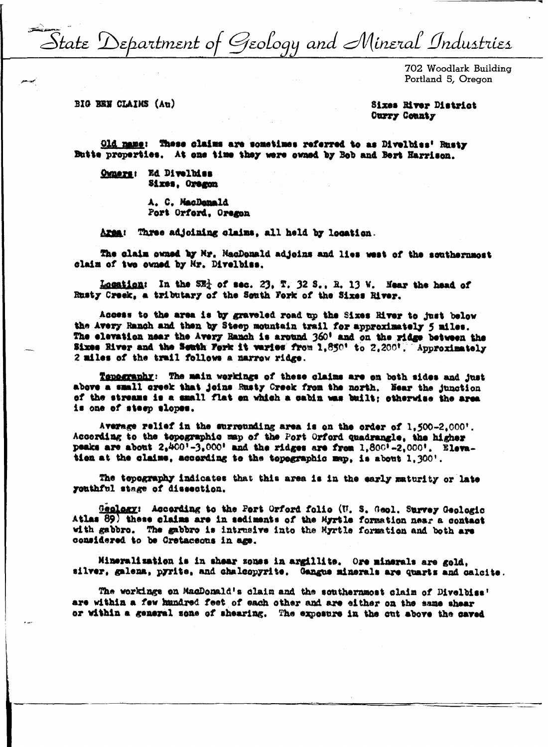# State Department of Geology and Mineral Industries

702 Woodlark Building
Portland 5, Oregon

BIG BEN CLAIMS (Au)

Sixes River District
Curry County

Old name: These claims are sometimes referred to as Divelbiss' Rusty Butte properties. At one time they were owned by Bob and Bert Harrison.

Owners: Ed Divelbiss
Sixes, Oregon

A. C. MacDonald
Port Orford, Oregon

Area: Three adjoining claims, all held by location.

The claim owned by Mr. MacDonald adjoins and lies west of the southernmost claim of two owned by Mr. Divelbiss.

Location: In the SE¼ of sec. 23, T. 32 S., R. 13 W. Near the head of Rusty Creek, a tributary of the South Fork of the Sixes River.

Access to the area is by graveled road up the Sixes River to just below the Avery Ranch and then by steep mountain trail for approximately 5 miles. The elevation near the Avery Ranch is around 360' and on the ridge between the Sixes River and the South Fork it varies from 1,850' to 2,200'. Approximately 2 miles of the trail follows a narrow ridge.

Topography: The main workings of these claims are on both sides and just above a small creek that joins Rusty Creek from the north. Near the junction of the streams is a small flat on which a cabin was built; otherwise the area is one of steep slopes.

Average relief in the surrounding area is on the order of 1,500-2,000'. According to the topographic map of the Port Orford quadrangle, the higher peaks are about 2,400'-3,000' and the ridges are from 1,800'-2,000'. Elevation at the claims, according to the topographic map, is about 1,300'.

The topography indicates that this area is in the early maturity or late youthful stage of dissection.

Geology: According to the Port Orford folio (U. S. Geol. Survey Geologic Atlas 89) these claims are in sediments of the Myrtle formation near a contact with gabbro. The gabbro is intrusive into the Myrtle formation and both are considered to be Cretaceous in age.

Mineralization is in shear zones in argillite. Ore minerals are gold, silver, galena, pyrite, and chalcopyrite. Gangue minerals are quartz and calcite.

The workings on MacDonald's claim and the southernmost claim of Divelbiss' are within a few hundred feet of each other and are either on the same shear or within a general zone of shearing. The exposure in the cut above the caved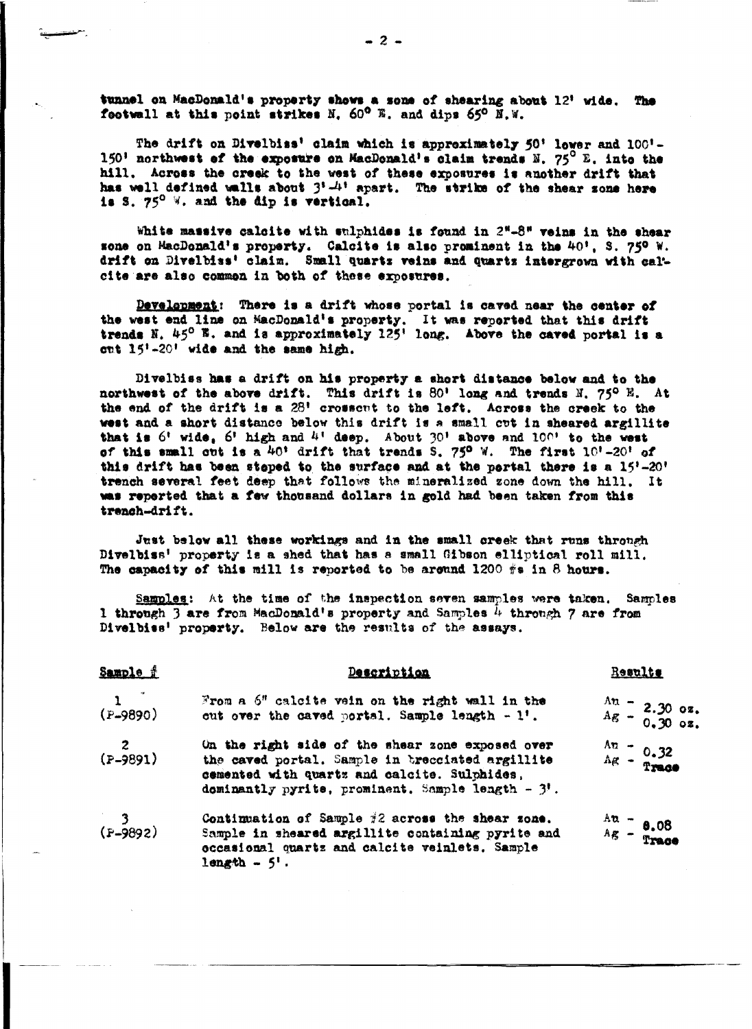tunnel on MacDonald's property shows a zone of shearing about 12' wide. The footwall at this point strikes N. 60° E. and dips 65° N.W.

The drift on Divelbiss' claim which is approximately 50' lower and 100'-150' northwest of the exposure on MacDonald's claim trends N. 75° E. into the hill. Across the creek to the west of these exposures is another drift that has well defined walls about 3'-4' apart. The strike of the shear zone here is S. 75° W. and the dip is vertical.

White massive calcite with sulphides is found in 2"-8" veins in the shear zone on MacDonald's property. Calcite is also prominent in the 40', S. 75° W. drift on Divelbiss' claim. Small quartz veins and quartz intergrown with calcite are also common in both of these exposures.

Development: There is a drift whose portal is caved near the center of the west end line on MacDonald's property. It was reported that this drift trends N. 45° E. and is approximately 125' long. Above the caved portal is a cut 15'-20' wide and the same high.

Divelbiss has a drift on his property a short distance below and to the northwest of the above drift. This drift is 80' long and trends N. 75° E. At the end of the drift is a 28' crosscut to the left. Across the creek to the west and a short distance below this drift is a small cut in sheared argillite that is 6' wide, 6' high and 4' deep. About 30' above and 100' to the west of this small cut is a 40' drift that trends S. 75° W. The first 10'-20' of this drift has been stoped to the surface and at the portal there is a 15'-20' trench several feet deep that follows the mineralized zone down the hill. It was reported that a few thousand dollars in gold had been taken from this trench-drift.

Just below all these workings and in the small creek that runs through Divelbiss' property is a shed that has a small Gibson elliptical roll mill. The capacity of this mill is reported to be around 1200 #s in 8 hours.

Samples: At the time of the inspection seven samples were taken. Samples 1 through 3 are from MacDonald's property and Samples 4 through 7 are from Divelbiss' property. Below are the results of the assays.

| Sample # | Description | Results |
|---|---|---|
| 1 (P-9890) | From a 6" calcite vein on the right wall in the cut over the caved portal. Sample length - 1'. | Au - 2.30 oz.<br>Ag - 0.30 oz. |
| 2 (P-9891) | On the right side of the shear zone exposed over the caved portal. Sample in brecciated argillite cemented with quartz and calcite. Sulphides, dominantly pyrite, prominent. Sample length - 3'. | Au - 0.32<br>Ag - Trace |
| 3 (P-9892) | Continuation of Sample #2 across the shear zone. Sample in sheared argillite containing pyrite and occasional quartz and calcite veinlets. Sample length - 5'. | Au - 8.08<br>Ag - Trace |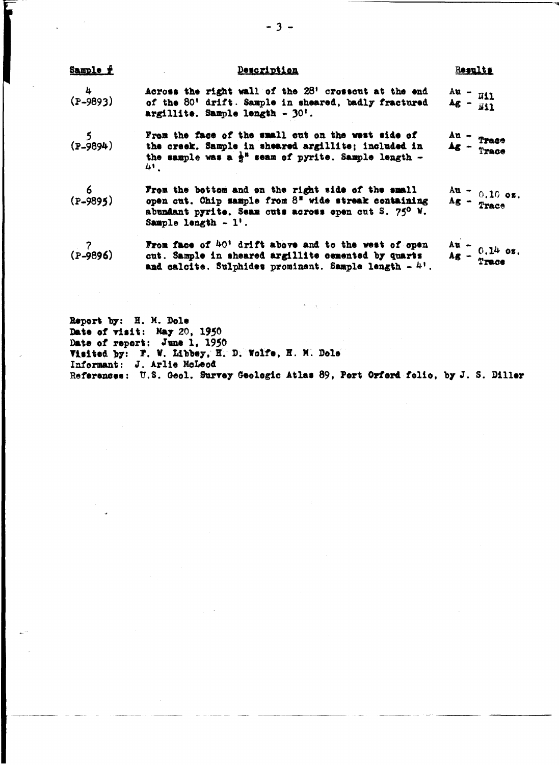| Sample # | Description | Results |
|---|---|---|
| 4 (P-9893) | Across the right wall of the 28' crosscut at the end of the 80' drift. Sample in sheared, badly fractured argillite. Sample length - 30'. | Au - Nil<br>Ag - Nil |
| 5 (P-9894) | From the face of the small cut on the west side of the creek. Sample in sheared argillite; included in the sample was a ½" seam of pyrite. Sample length - 4'. | Au - Trace<br>Ag - Trace |
| 6 (P-9895) | From the bottom and on the right side of the small open cut. Chip sample from 8" wide streak containing abundant pyrite. Seam cuts across open cut S. 75° W. Sample length - 1'. | Au - 0.10 oz.<br>Ag - Trace |
| 7 (P-9896) | From face of 40' drift above and to the west of open cut. Sample in sheared argillite cemented by quartz and calcite. Sulphides prominent. Sample length - 4'. | Au - 0.14 oz.<br>Ag - Trace |

Report by: H. M. Dole
Date of visit: May 20, 1950
Date of report: June 1, 1950
Visited by: F. W. Libbey, H. D. Wolfe, H. M. Dole
Informant: J. Arlie McLeod
References: U.S. Geol. Survey Geologic Atlas 89, Port Orford folio, by J. S. Diller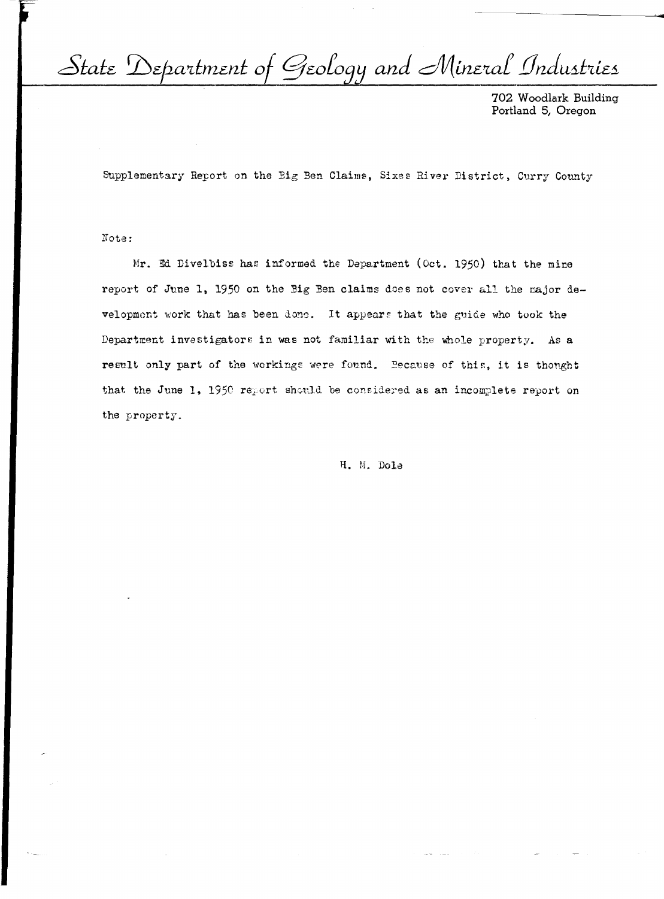# State Department of Geology and Mineral Industries

702 Woodlark Building
Portland 5, Oregon

Supplementary Report on the Big Ben Claims, Sixes River District, Curry County

Note:

Mr. Ed Divelbiss has informed the Department (Oct. 1950) that the mine report of June 1, 1950 on the Big Ben claims does not cover all the major development work that has been done. It appears that the guide who took the Department investigators in was not familiar with the whole property. As a result only part of the workings were found. Because of this, it is thought that the June 1, 1950 report should be considered as an incomplete report on the property.

H. M. Dole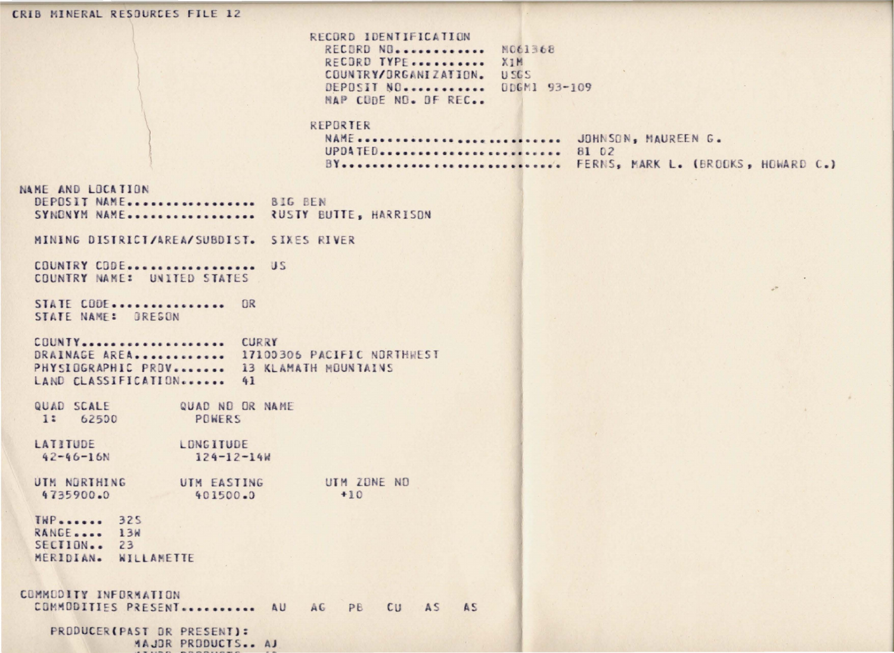CRIB MINERAL RESOURCES FILE 12

RECORD IDENTIFICATION
RECORD NO............ M061368
RECORD TYPE.......... XIM
COUNTRY/ORGANIZATION. USGS
DEPOSIT NO........... DOGMI 93-109
MAP CODE NO. OF REC..

REPORTER
NAME........................... JOHNSON, MAUREEN G.
UPDATED........................ 81 02
BY............................. FERNS, MARK L. (BROOKS, HOWARD C.)

NAME AND LOCATION
DEPOSIT NAME................. BIG BEN
SYNONYM NAME................. RUSTY BUTTE, HARRISON

MINING DISTRICT/AREA/SUBDIST. SIXES RIVER

COUNTRY CODE................. US
COUNTRY NAME: UNITED STATES

STATE CODE............... OR
STATE NAME: OREGON

COUNTY................... CURRY
DRAINAGE AREA............ 17100306 PACIFIC NORTHWEST
PHYSIOGRAPHIC PROV....... 13 KLAMATH MOUNTAINS
LAND CLASSIFICATION...... 41

QUAD SCALE QUAD NO OR NAME
1: 62500 POWERS

LATITUDE LONGITUDE
42-46-16N 124-12-14W

UTM NORTHING UTM EASTING UTM ZONE NO
4735900.0 401500.0 +10

TWP...... 32S
RANGE.... 13W
SECTION.. 23
MERIDIAN. WILLAMETTE

COMMODITY INFORMATION
COMMODITIES PRESENT.......... AU AG PB CU AS AS

PRODUCER(PAST OR PRESENT):
MAJOR PRODUCTS.. AU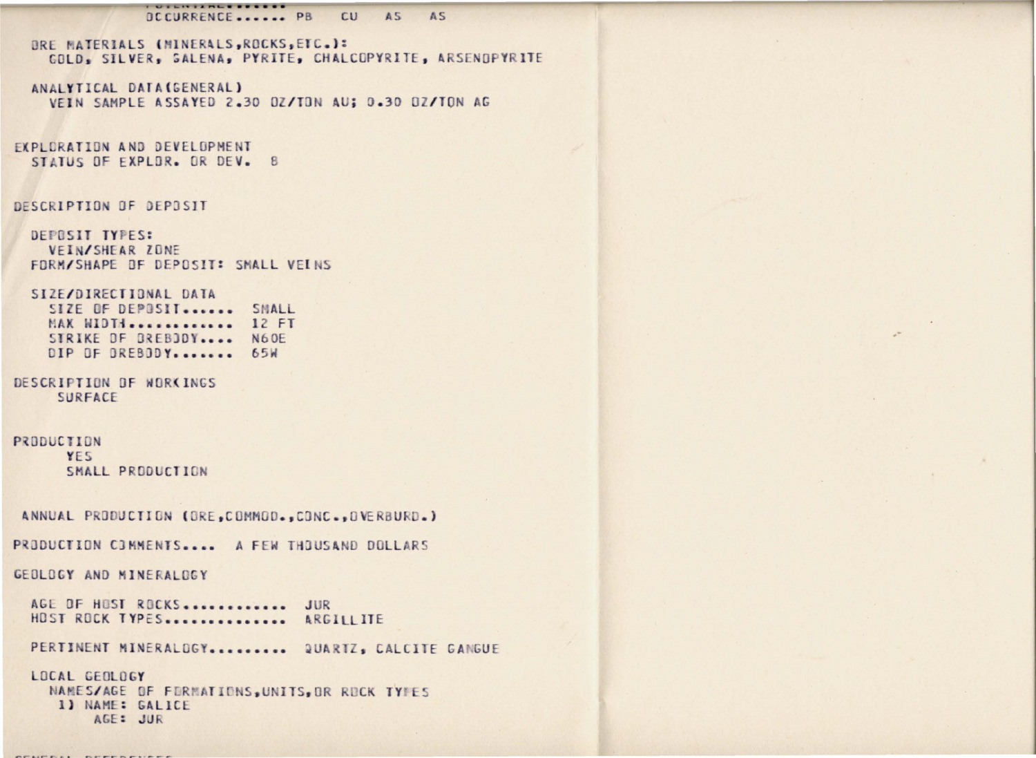OCCURRENCE...... PB CU AS AS

ORE MATERIALS (MINERALS,ROCKS,ETC.):
GOLD, SILVER, GALENA, PYRITE, CHALCOPYRITE, ARSENOPYRITE

ANALYTICAL DATA(GENERAL)
VEIN SAMPLE ASSAYED 2.30 OZ/TON AU; 0.30 OZ/TON AG

EXPLORATION AND DEVELOPMENT
STATUS OF EXPLOR. OR DEV. 8

DESCRIPTION OF DEPOSIT

DEPOSIT TYPES:
VEIN/SHEAR ZONE
FORM/SHAPE OF DEPOSIT: SMALL VEINS

SIZE/DIRECTIONAL DATA
SIZE OF DEPOSIT...... SMALL
MAX WIDTH............ 12 FT
STRIKE OF OREBODY.... N60E
DIP OF OREBODY....... 65W

DESCRIPTION OF WORKINGS
SURFACE

PRODUCTION
YES
SMALL PRODUCTION

ANNUAL PRODUCTION (ORE,COMMOD.,CONC.,OVERBURD.)

PRODUCTION COMMENTS.... A FEW THOUSAND DOLLARS

GEOLOGY AND MINERALOGY

AGE OF HOST ROCKS............ JUR
HOST ROCK TYPES.............. ARGILLITE

PERTINENT MINERALOGY......... QUARTZ, CALCITE GANGUE

LOCAL GEOLOGY
NAMES/AGE OF FORMATIONS,UNITS,OR ROCK TYPES
1) NAME: GALICE
AGE: JUR